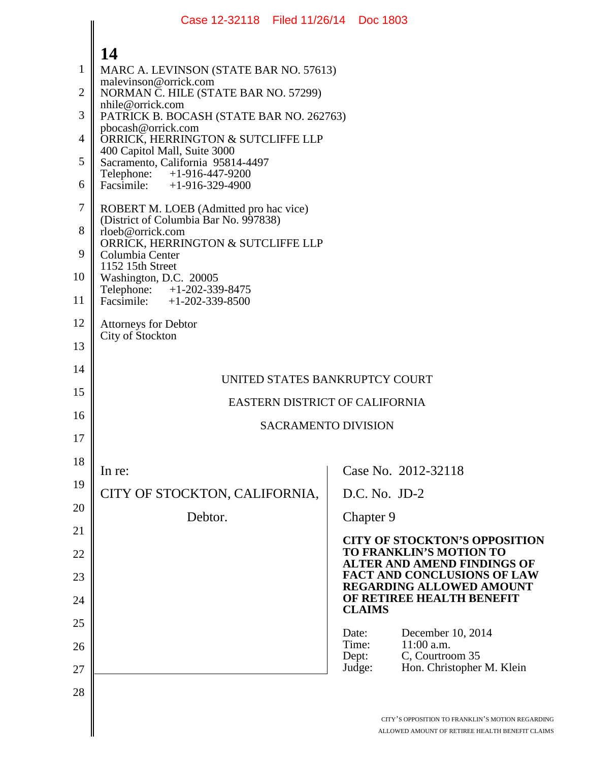MARC A. LEVINSON (STATE BAR NO. 57613)
malevinson@orrick.com
NORMAN C. HILE (STATE BAR NO. 57299)
nhile@orrick.com
PATRICK B. BOCASH (STATE BAR NO. 262763)
pbocash@orrick.com
ORRICK, HERRINGTON & SUTCLIFFE LLP
400 Capitol Mall, Suite 3000
Sacramento, California 95814-4497
Telephone: +1-916-447-9200
Facsimile: +1-916-329-4900

ROBERT M. LOEB (Admitted pro hac vice)
(District of Columbia Bar No. 997838)
rloeb@orrick.com
ORRICK, HERRINGTON & SUTCLIFFE LLP
Columbia Center
1152 15th Street
Washington, D.C. 20005
Telephone: +1-202-339-8475
Facsimile: +1-202-339-8500

Attorneys for Debtor
City of Stockton

UNITED STATES BANKRUPTCY COURT

EASTERN DISTRICT OF CALIFORNIA

SACRAMENTO DIVISION

| | |
|---|---|
| In re:<br><br>CITY OF STOCKTON, CALIFORNIA,<br><br>Debtor. | Case No. 2012-32118<br><br>D.C. No. JD-2<br><br>Chapter 9<br><br>**CITY OF STOCKTON'S OPPOSITION TO FRANKLIN'S MOTION TO ALTER AND AMEND FINDINGS OF FACT AND CONCLUSIONS OF LAW REGARDING ALLOWED AMOUNT OF RETIREE HEALTH BENEFIT CLAIMS**<br><br>Date: December 10, 2014<br>Time: 11:00 a.m.<br>Dept: C, Courtroom 35<br>Judge: Hon. Christopher M. Klein |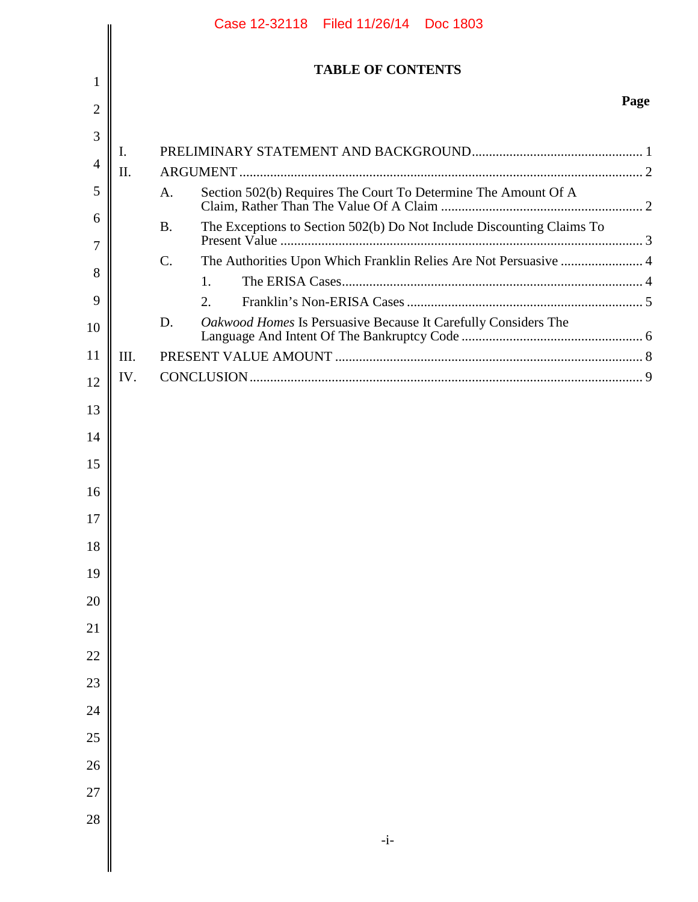# TABLE OF CONTENTS

**Page**

I. PRELIMINARY STATEMENT AND BACKGROUND .......... 1

II. ARGUMENT .......... 2

- A. Section 502(b) Requires The Court To Determine The Amount Of A Claim, Rather Than The Value Of A Claim .......... 2
- B. The Exceptions to Section 502(b) Do Not Include Discounting Claims To Present Value .......... 3
- C. The Authorities Upon Which Franklin Relies Are Not Persuasive .......... 4
  - 1. The ERISA Cases .......... 4
  - 2. Franklin's Non-ERISA Cases .......... 5
- D. *Oakwood Homes* Is Persuasive Because It Carefully Considers The Language And Intent Of The Bankruptcy Code .......... 6

III. PRESENT VALUE AMOUNT .......... 8

IV. CONCLUSION .......... 9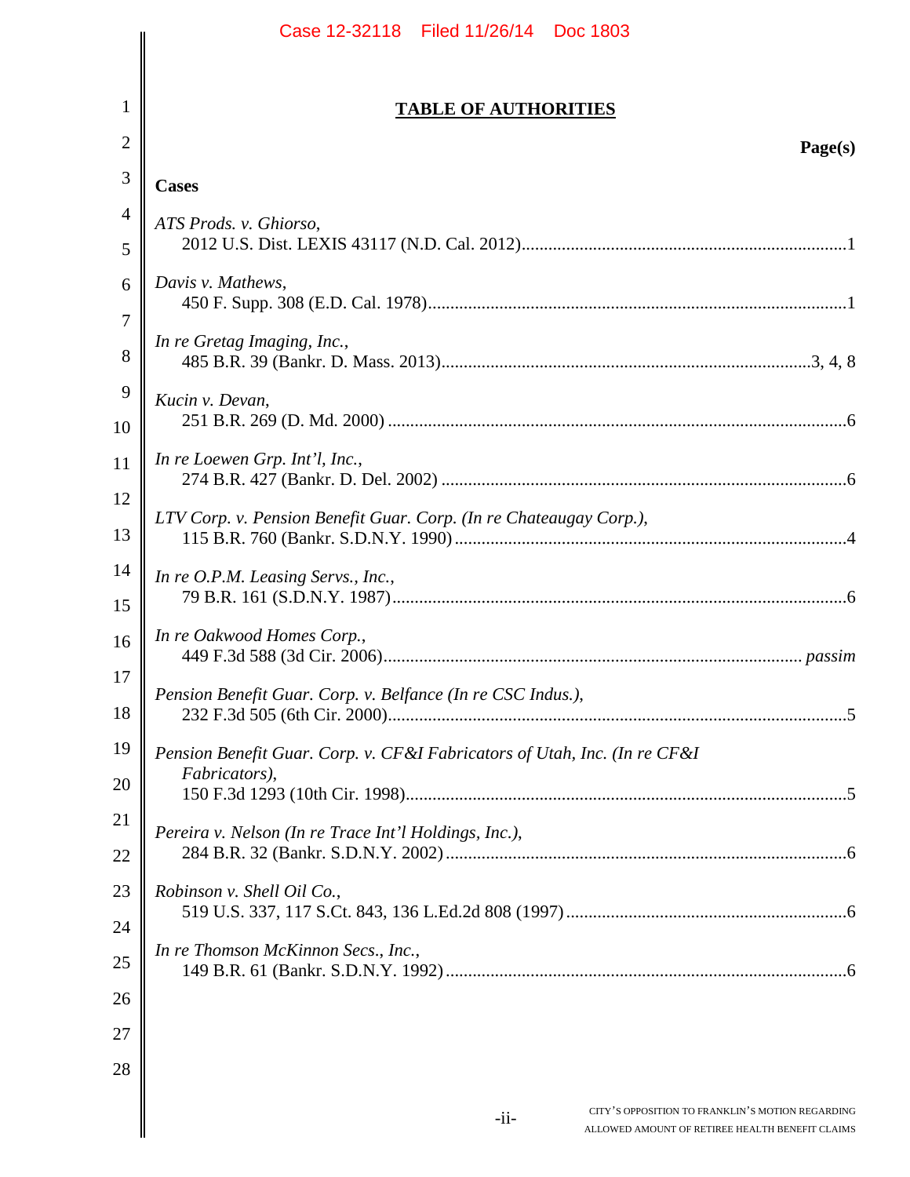# TABLE OF AUTHORITIES

**Page(s)**

**Cases**

*ATS Prods. v. Ghiorso*,
2012 U.S. Dist. LEXIS 43117 (N.D. Cal. 2012) ........ 1

*Davis v. Mathews*,
450 F. Supp. 308 (E.D. Cal. 1978) ........ 1

*In re Gretag Imaging, Inc.*,
485 B.R. 39 (Bankr. D. Mass. 2013) ........ 3, 4, 8

*Kucin v. Devan*,
251 B.R. 269 (D. Md. 2000) ........ 6

*In re Loewen Grp. Int'l, Inc.*,
274 B.R. 427 (Bankr. D. Del. 2002) ........ 6

*LTV Corp. v. Pension Benefit Guar. Corp. (In re Chateaugay Corp.)*,
115 B.R. 760 (Bankr. S.D.N.Y. 1990) ........ 4

*In re O.P.M. Leasing Servs., Inc.*,
79 B.R. 161 (S.D.N.Y. 1987) ........ 6

*In re Oakwood Homes Corp.*,
449 F.3d 588 (3d Cir. 2006) ........ *passim*

*Pension Benefit Guar. Corp. v. Belfance (In re CSC Indus.)*,
232 F.3d 505 (6th Cir. 2000) ........ 5

*Pension Benefit Guar. Corp. v. CF&I Fabricators of Utah, Inc. (In re CF&I Fabricators)*,
150 F.3d 1293 (10th Cir. 1998) ........ 5

*Pereira v. Nelson (In re Trace Int'l Holdings, Inc.)*,
284 B.R. 32 (Bankr. S.D.N.Y. 2002) ........ 6

*Robinson v. Shell Oil Co.*,
519 U.S. 337, 117 S.Ct. 843, 136 L.Ed.2d 808 (1997) ........ 6

*In re Thomson McKinnon Secs., Inc.*,
149 B.R. 61 (Bankr. S.D.N.Y. 1992) ........ 6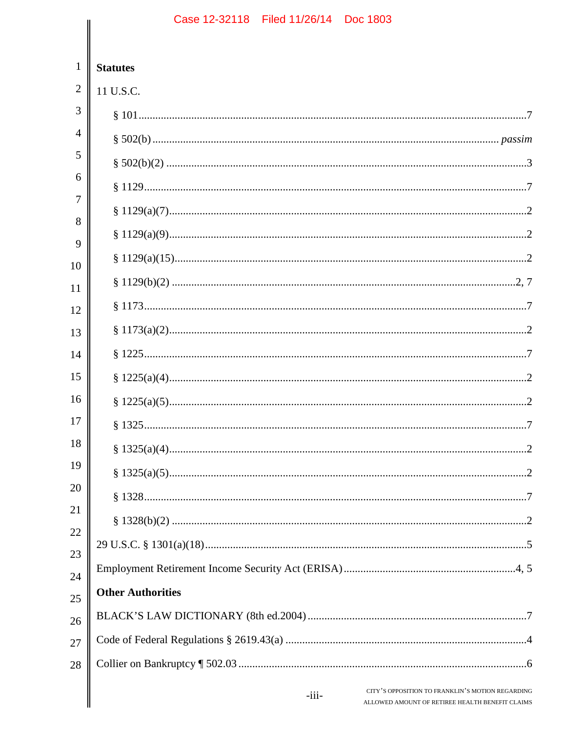**Statutes**

11 U.S.C.

§ 101 ... 7

§ 502(b) ... *passim*

§ 502(b)(2) ... 3

§ 1129 ... 7

§ 1129(a)(7) ... 2

§ 1129(a)(9) ... 2

§ 1129(a)(15) ... 2

§ 1129(b)(2) ... 2, 7

§ 1173 ... 7

§ 1173(a)(2) ... 2

§ 1225 ... 7

§ 1225(a)(4) ... 2

§ 1225(a)(5) ... 2

§ 1325 ... 7

§ 1325(a)(4) ... 2

§ 1325(a)(5) ... 2

§ 1328 ... 7

§ 1328(b)(2) ... 2

29 U.S.C. § 1301(a)(18) ... 5

Employment Retirement Income Security Act (ERISA) ... 4, 5

**Other Authorities**

BLACK'S LAW DICTIONARY (8th ed.2004) ... 7

Code of Federal Regulations § 2619.43(a) ... 4

Collier on Bankruptcy ¶ 502.03 ... 6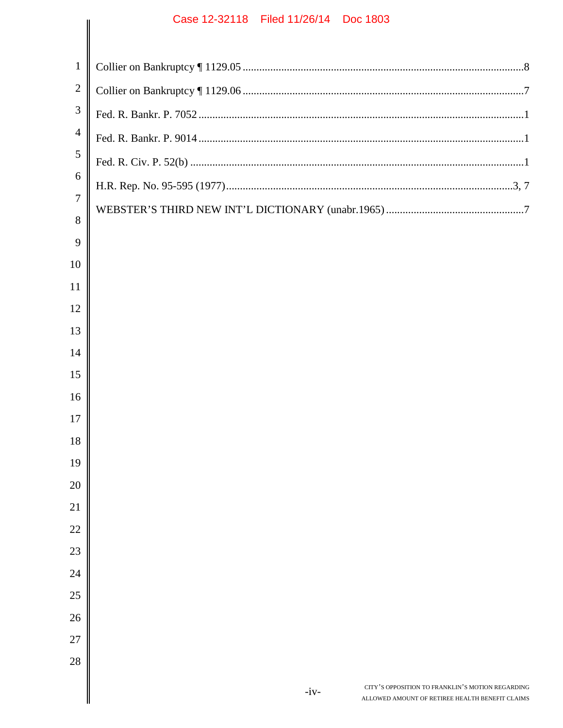Collier on Bankruptcy ¶ 1129.05 .......................................................................................................8

Collier on Bankruptcy ¶ 1129.06 .......................................................................................................7

Fed. R. Bankr. P. 7052 .......................................................................................................................1

Fed. R. Bankr. P. 9014 .......................................................................................................................1

Fed. R. Civ. P. 52(b) ..........................................................................................................................1

H.R. Rep. No. 95-595 (1977)..........................................................................................................3, 7

WEBSTER'S THIRD NEW INT'L DICTIONARY (unabr.1965) ..................................................7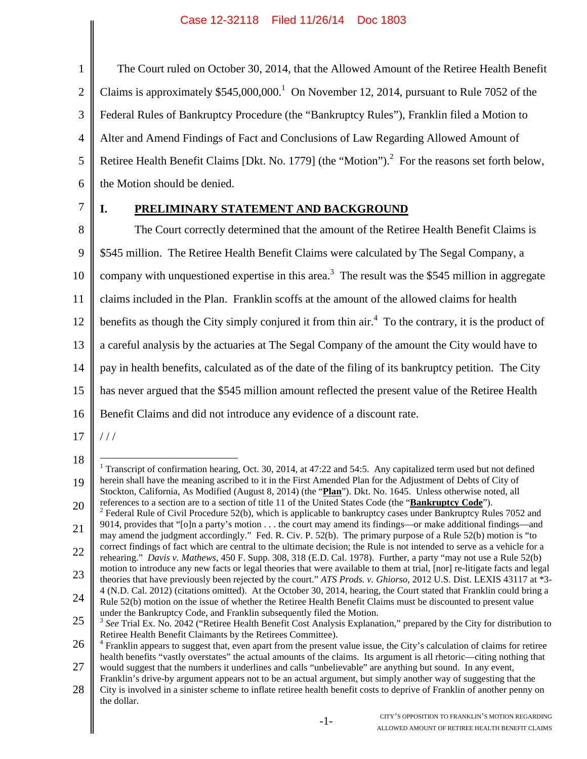The Court ruled on October 30, 2014, that the Allowed Amount of the Retiree Health Benefit Claims is approximately $545,000,000.[1] On November 12, 2014, pursuant to Rule 7052 of the Federal Rules of Bankruptcy Procedure (the "Bankruptcy Rules"), Franklin filed a Motion to Alter and Amend Findings of Fact and Conclusions of Law Regarding Allowed Amount of Retiree Health Benefit Claims [Dkt. No. 1779] (the "Motion").[2] For the reasons set forth below, the Motion should be denied.

## I. PRELIMINARY STATEMENT AND BACKGROUND

The Court correctly determined that the amount of the Retiree Health Benefit Claims is $545 million. The Retiree Health Benefit Claims were calculated by The Segal Company, a company with unquestioned expertise in this area.[3] The result was the $545 million in aggregate claims included in the Plan. Franklin scoffs at the amount of the allowed claims for health benefits as though the City simply conjured it from thin air.[4] To the contrary, it is the product of a careful analysis by the actuaries at The Segal Company of the amount the City would have to pay in health benefits, calculated as of the date of the filing of its bankruptcy petition. The City has never argued that the $545 million amount reflected the present value of the Retiree Health Benefit Claims and did not introduce any evidence of a discount rate.

/ / /

---

[1] Transcript of confirmation hearing, Oct. 30, 2014, at 47:22 and 54:5. Any capitalized term used but not defined herein shall have the meaning ascribed to it in the First Amended Plan for the Adjustment of Debts of City of Stockton, California, As Modified (August 8, 2014) (the "**Plan**"). Dkt. No. 1645. Unless otherwise noted, all references to a section are to a section of title 11 of the United States Code (the "**Bankruptcy Code**").

[2] Federal Rule of Civil Procedure 52(b), which is applicable to bankruptcy cases under Bankruptcy Rules 7052 and 9014, provides that "[o]n a party's motion . . . the court may amend its findings—or make additional findings—and may amend the judgment accordingly." Fed. R. Civ. P. 52(b). The primary purpose of a Rule 52(b) motion is "to correct findings of fact which are central to the ultimate decision; the Rule is not intended to serve as a vehicle for a rehearing." *Davis v. Mathews*, 450 F. Supp. 308, 318 (E.D. Cal. 1978). Further, a party "may not use a Rule 52(b) motion to introduce any new facts or legal theories that were available to them at trial, [nor] re-litigate facts and legal theories that have previously been rejected by the court." *ATS Prods. v. Ghiorso*, 2012 U.S. Dist. LEXIS 43117 at *3-4 (N.D. Cal. 2012) (citations omitted). At the October 30, 2014, hearing, the Court stated that Franklin could bring a Rule 52(b) motion on the issue of whether the Retiree Health Benefit Claims must be discounted to present value under the Bankruptcy Code, and Franklin subsequently filed the Motion.

[3] *See* Trial Ex. No. 2042 ("Retiree Health Benefit Cost Analysis Explanation," prepared by the City for distribution to Retiree Health Benefit Claimants by the Retirees Committee).

[4] Franklin appears to suggest that, even apart from the present value issue, the City's calculation of claims for retiree health benefits "vastly overstates" the actual amounts of the claims. Its argument is all rhetoric—citing nothing that would suggest that the numbers it underlines and calls "unbelievable" are anything but sound. In any event, Franklin's drive-by argument appears not to be an actual argument, but simply another way of suggesting that the City is involved in a sinister scheme to inflate retiree health benefit costs to deprive of Franklin of another penny on the dollar.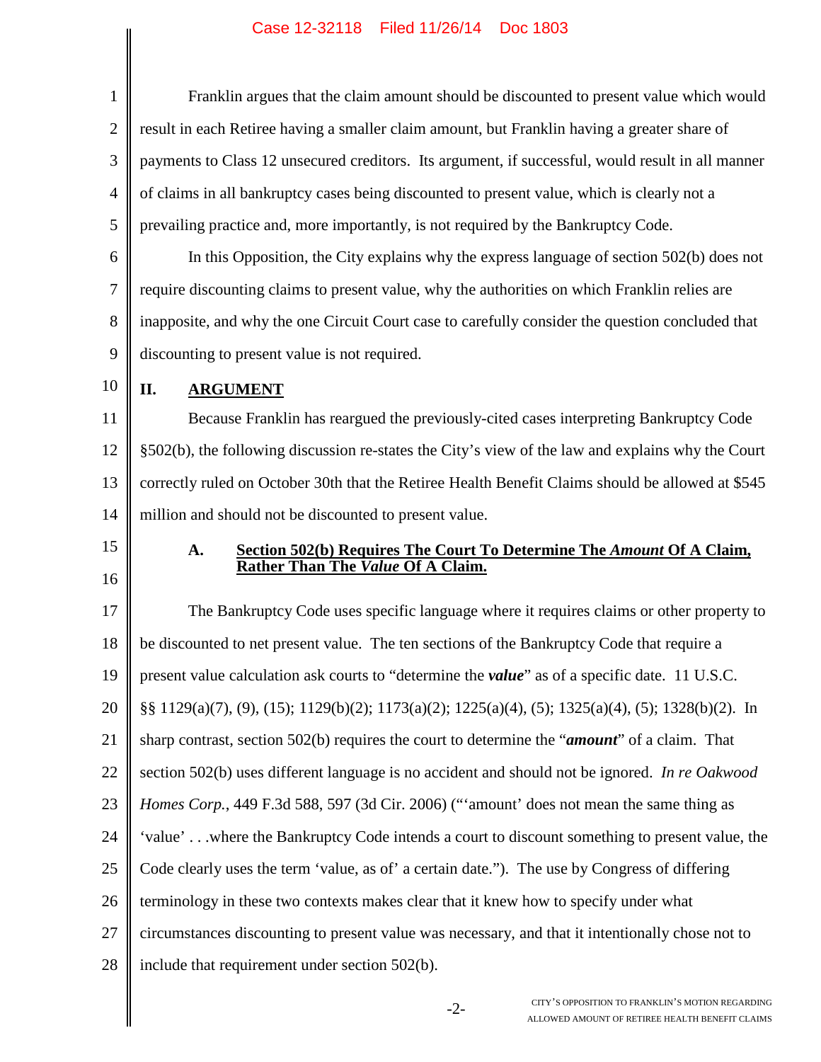Franklin argues that the claim amount should be discounted to present value which would result in each Retiree having a smaller claim amount, but Franklin having a greater share of payments to Class 12 unsecured creditors. Its argument, if successful, would result in all manner of claims in all bankruptcy cases being discounted to present value, which is clearly not a prevailing practice and, more importantly, is not required by the Bankruptcy Code.

In this Opposition, the City explains why the express language of section 502(b) does not require discounting claims to present value, why the authorities on which Franklin relies are inapposite, and why the one Circuit Court case to carefully consider the question concluded that discounting to present value is not required.

## II. ARGUMENT

Because Franklin has reargued the previously-cited cases interpreting Bankruptcy Code §502(b), the following discussion re-states the City's view of the law and explains why the Court correctly ruled on October 30th that the Retiree Health Benefit Claims should be allowed at $545 million and should not be discounted to present value.

### A. Section 502(b) Requires The Court To Determine The *Amount* Of A Claim, Rather Than The *Value* Of A Claim.

The Bankruptcy Code uses specific language where it requires claims or other property to be discounted to net present value. The ten sections of the Bankruptcy Code that require a present value calculation ask courts to "determine the ***value***" as of a specific date. 11 U.S.C. §§ 1129(a)(7), (9), (15); 1129(b)(2); 1173(a)(2); 1225(a)(4), (5); 1325(a)(4), (5); 1328(b)(2). In sharp contrast, section 502(b) requires the court to determine the "***amount***" of a claim. That section 502(b) uses different language is no accident and should not be ignored. *In re Oakwood Homes Corp.*, 449 F.3d 588, 597 (3d Cir. 2006) ("'amount' does not mean the same thing as 'value' . . .where the Bankruptcy Code intends a court to discount something to present value, the Code clearly uses the term 'value, as of' a certain date."). The use by Congress of differing terminology in these two contexts makes clear that it knew how to specify under what circumstances discounting to present value was necessary, and that it intentionally chose not to include that requirement under section 502(b).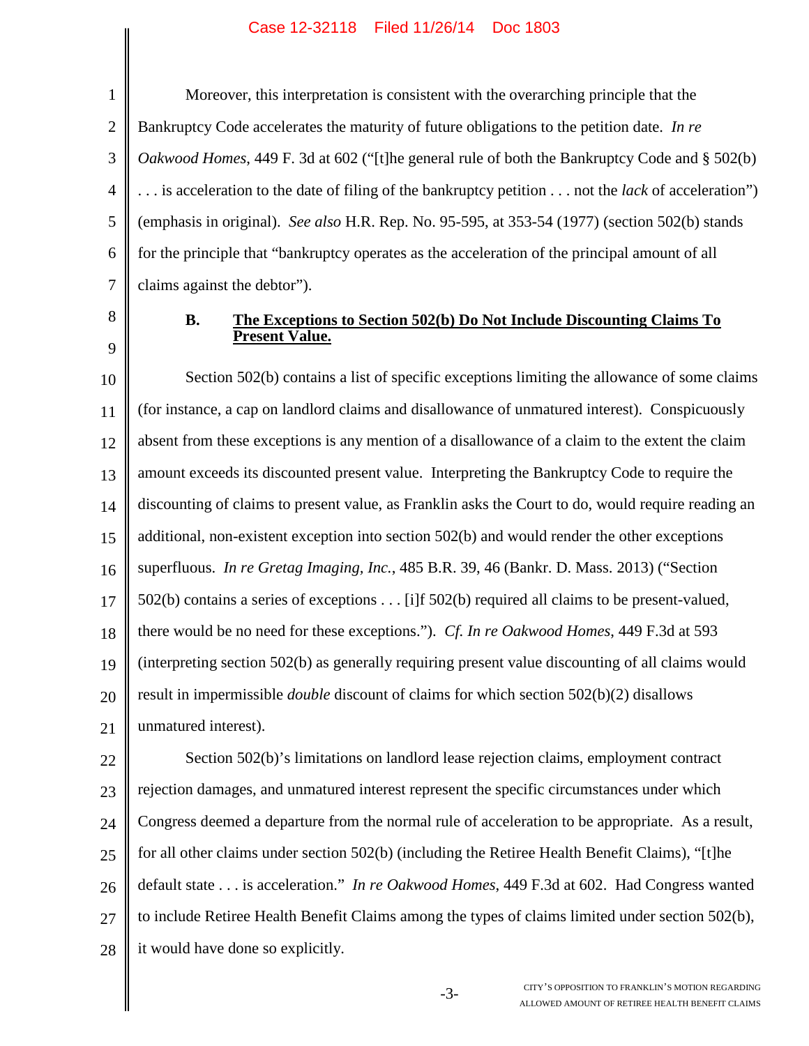Moreover, this interpretation is consistent with the overarching principle that the Bankruptcy Code accelerates the maturity of future obligations to the petition date. *In re Oakwood Homes*, 449 F. 3d at 602 ("[t]he general rule of both the Bankruptcy Code and § 502(b) . . . is acceleration to the date of filing of the bankruptcy petition . . . not the *lack* of acceleration") (emphasis in original). *See also* H.R. Rep. No. 95-595, at 353-54 (1977) (section 502(b) stands for the principle that "bankruptcy operates as the acceleration of the principal amount of all claims against the debtor").

### B. <u>The Exceptions to Section 502(b) Do Not Include Discounting Claims To Present Value.</u>

Section 502(b) contains a list of specific exceptions limiting the allowance of some claims (for instance, a cap on landlord claims and disallowance of unmatured interest). Conspicuously absent from these exceptions is any mention of a disallowance of a claim to the extent the claim amount exceeds its discounted present value. Interpreting the Bankruptcy Code to require the discounting of claims to present value, as Franklin asks the Court to do, would require reading an additional, non-existent exception into section 502(b) and would render the other exceptions superfluous. *In re Gretag Imaging, Inc.*, 485 B.R. 39, 46 (Bankr. D. Mass. 2013) ("Section 502(b) contains a series of exceptions . . . [i]f 502(b) required all claims to be present-valued, there would be no need for these exceptions."). *Cf. In re Oakwood Homes*, 449 F.3d at 593 (interpreting section 502(b) as generally requiring present value discounting of all claims would result in impermissible *double* discount of claims for which section 502(b)(2) disallows unmatured interest).

Section 502(b)'s limitations on landlord lease rejection claims, employment contract rejection damages, and unmatured interest represent the specific circumstances under which Congress deemed a departure from the normal rule of acceleration to be appropriate. As a result, for all other claims under section 502(b) (including the Retiree Health Benefit Claims), "[t]he default state . . . is acceleration." *In re Oakwood Homes*, 449 F.3d at 602. Had Congress wanted to include Retiree Health Benefit Claims among the types of claims limited under section 502(b), it would have done so explicitly.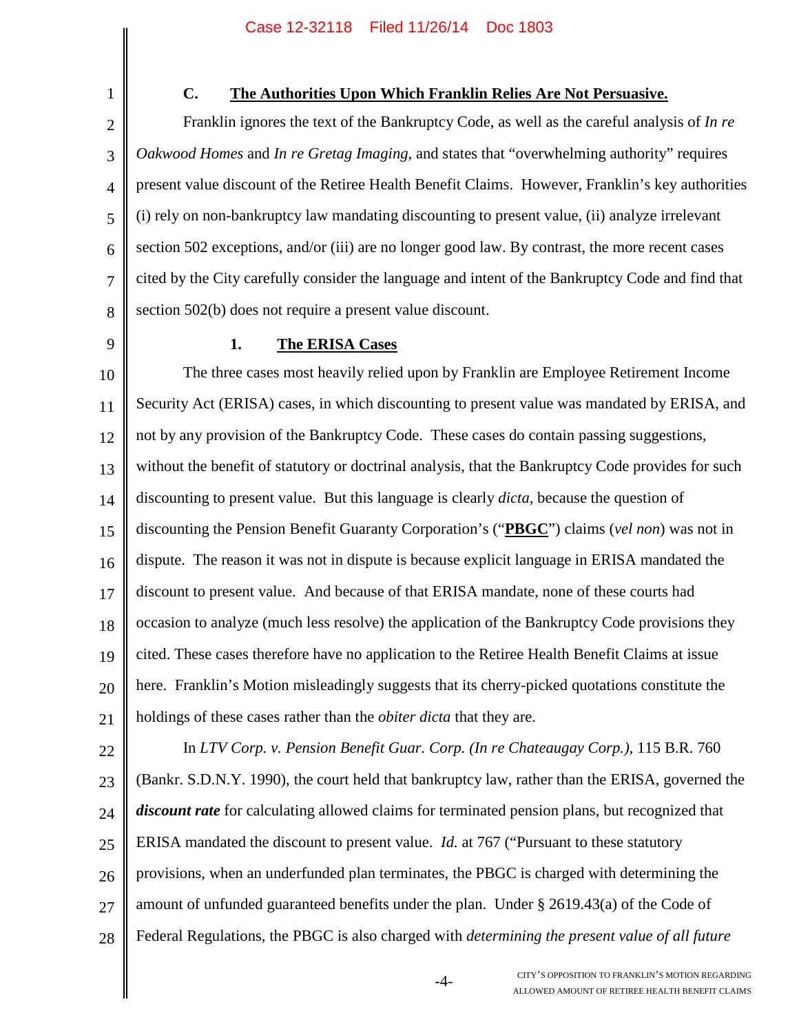### C. The Authorities Upon Which Franklin Relies Are Not Persuasive.

Franklin ignores the text of the Bankruptcy Code, as well as the careful analysis of *In re Oakwood Homes* and *In re Gretag Imaging*, and states that "overwhelming authority" requires present value discount of the Retiree Health Benefit Claims. However, Franklin's key authorities (i) rely on non-bankruptcy law mandating discounting to present value, (ii) analyze irrelevant section 502 exceptions, and/or (iii) are no longer good law. By contrast, the more recent cases cited by the City carefully consider the language and intent of the Bankruptcy Code and find that section 502(b) does not require a present value discount.

#### 1. The ERISA Cases

The three cases most heavily relied upon by Franklin are Employee Retirement Income Security Act (ERISA) cases, in which discounting to present value was mandated by ERISA, and not by any provision of the Bankruptcy Code. These cases do contain passing suggestions, without the benefit of statutory or doctrinal analysis, that the Bankruptcy Code provides for such discounting to present value. But this language is clearly *dicta*, because the question of discounting the Pension Benefit Guaranty Corporation's ("**PBGC**") claims (*vel non*) was not in dispute. The reason it was not in dispute is because explicit language in ERISA mandated the discount to present value. And because of that ERISA mandate, none of these courts had occasion to analyze (much less resolve) the application of the Bankruptcy Code provisions they cited. These cases therefore have no application to the Retiree Health Benefit Claims at issue here. Franklin's Motion misleadingly suggests that its cherry-picked quotations constitute the holdings of these cases rather than the *obiter dicta* that they are.

In *LTV Corp. v. Pension Benefit Guar. Corp. (In re Chateaugay Corp.)*, 115 B.R. 760 (Bankr. S.D.N.Y. 1990), the court held that bankruptcy law, rather than the ERISA, governed the ***discount rate*** for calculating allowed claims for terminated pension plans, but recognized that ERISA mandated the discount to present value. *Id.* at 767 ("Pursuant to these statutory provisions, when an underfunded plan terminates, the PBGC is charged with determining the amount of unfunded guaranteed benefits under the plan. Under § 2619.43(a) of the Code of Federal Regulations, the PBGC is also charged with *determining the present value of all future*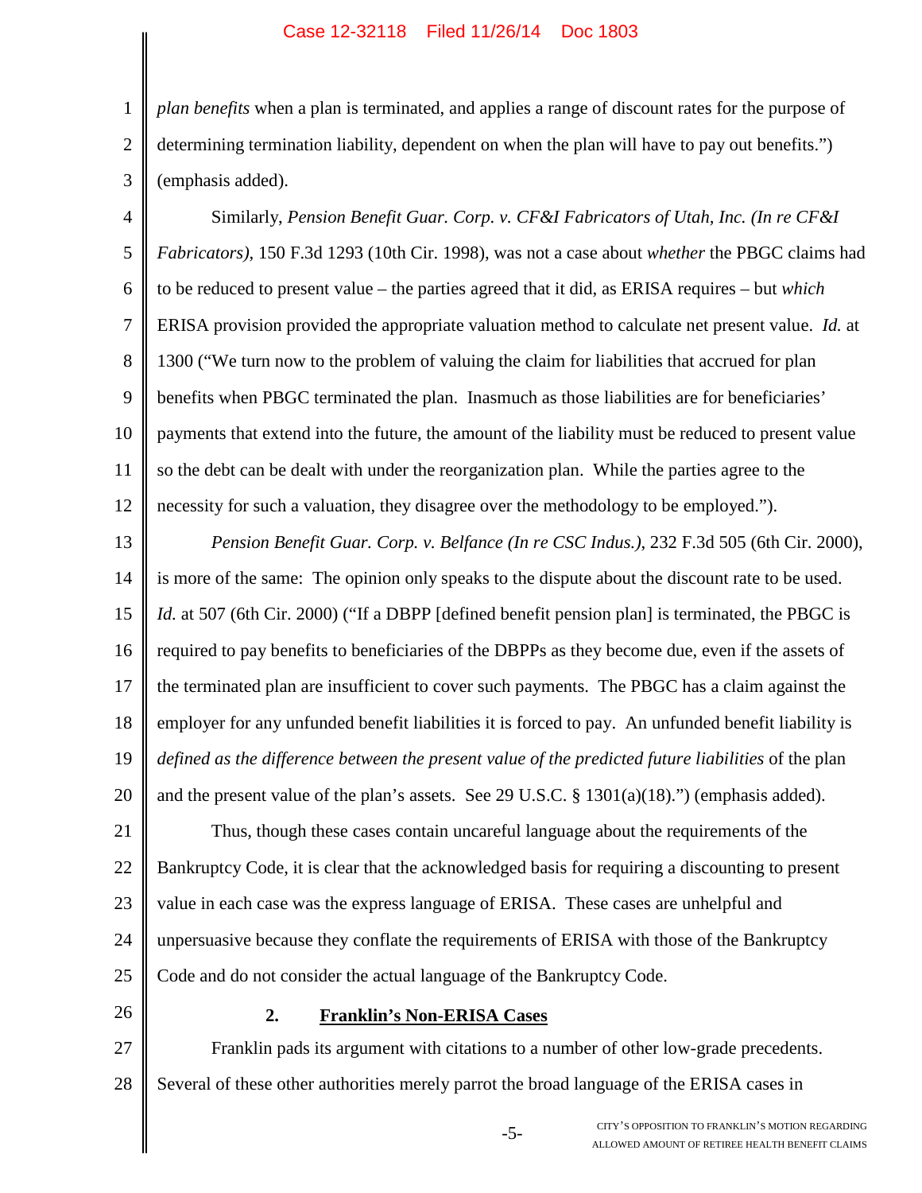*plan benefits* when a plan is terminated, and applies a range of discount rates for the purpose of determining termination liability, dependent on when the plan will have to pay out benefits.") (emphasis added).

Similarly, *Pension Benefit Guar. Corp. v. CF&I Fabricators of Utah, Inc. (In re CF&I Fabricators)*, 150 F.3d 1293 (10th Cir. 1998), was not a case about *whether* the PBGC claims had to be reduced to present value – the parties agreed that it did, as ERISA requires – but *which* ERISA provision provided the appropriate valuation method to calculate net present value. *Id.* at 1300 ("We turn now to the problem of valuing the claim for liabilities that accrued for plan benefits when PBGC terminated the plan. Inasmuch as those liabilities are for beneficiaries' payments that extend into the future, the amount of the liability must be reduced to present value so the debt can be dealt with under the reorganization plan. While the parties agree to the necessity for such a valuation, they disagree over the methodology to be employed.").

*Pension Benefit Guar. Corp. v. Belfance (In re CSC Indus.)*, 232 F.3d 505 (6th Cir. 2000), is more of the same: The opinion only speaks to the dispute about the discount rate to be used. *Id.* at 507 (6th Cir. 2000) ("If a DBPP [defined benefit pension plan] is terminated, the PBGC is required to pay benefits to beneficiaries of the DBPPs as they become due, even if the assets of the terminated plan are insufficient to cover such payments. The PBGC has a claim against the employer for any unfunded benefit liabilities it is forced to pay. An unfunded benefit liability is *defined as the difference between the present value of the predicted future liabilities* of the plan and the present value of the plan's assets. See 29 U.S.C. § 1301(a)(18).") (emphasis added).

Thus, though these cases contain uncareful language about the requirements of the Bankruptcy Code, it is clear that the acknowledged basis for requiring a discounting to present value in each case was the express language of ERISA. These cases are unhelpful and unpersuasive because they conflate the requirements of ERISA with those of the Bankruptcy Code and do not consider the actual language of the Bankruptcy Code.

### 2. Franklin's Non-ERISA Cases

Franklin pads its argument with citations to a number of other low-grade precedents. Several of these other authorities merely parrot the broad language of the ERISA cases in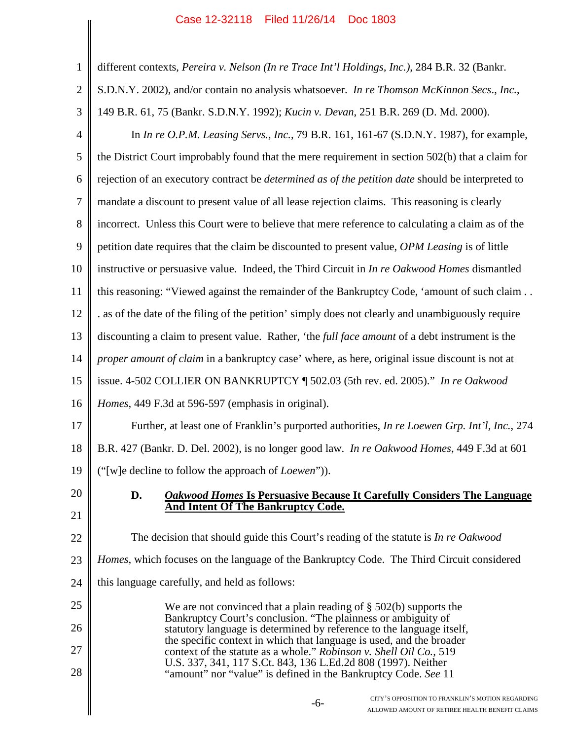different contexts, *Pereira v. Nelson (In re Trace Int'l Holdings, Inc.)*, 284 B.R. 32 (Bankr. S.D.N.Y. 2002), and/or contain no analysis whatsoever. *In re Thomson McKinnon Secs., Inc.*, 149 B.R. 61, 75 (Bankr. S.D.N.Y. 1992); *Kucin v. Devan*, 251 B.R. 269 (D. Md. 2000).

In *In re O.P.M. Leasing Servs., Inc.*, 79 B.R. 161, 161-67 (S.D.N.Y. 1987), for example, the District Court improbably found that the mere requirement in section 502(b) that a claim for rejection of an executory contract be *determined as of the petition date* should be interpreted to mandate a discount to present value of all lease rejection claims. This reasoning is clearly incorrect. Unless this Court were to believe that mere reference to calculating a claim as of the petition date requires that the claim be discounted to present value, *OPM Leasing* is of little instructive or persuasive value. Indeed, the Third Circuit in *In re Oakwood Homes* dismantled this reasoning: "Viewed against the remainder of the Bankruptcy Code, 'amount of such claim . . . as of the date of the filing of the petition' simply does not clearly and unambiguously require discounting a claim to present value. Rather, 'the *full face amount* of a debt instrument is the *proper amount of claim* in a bankruptcy case' where, as here, original issue discount is not at issue. 4-502 COLLIER ON BANKRUPTCY ¶ 502.03 (5th rev. ed. 2005)." *In re Oakwood Homes*, 449 F.3d at 596-597 (emphasis in original).

Further, at least one of Franklin's purported authorities, *In re Loewen Grp. Int'l, Inc.*, 274 B.R. 427 (Bankr. D. Del. 2002), is no longer good law. *In re Oakwood Homes*, 449 F.3d at 601 ("[w]e decline to follow the approach of *Loewen*")).

### D. ***Oakwood Homes* Is Persuasive Because It Carefully Considers The Language And Intent Of The Bankruptcy Code.**

The decision that should guide this Court's reading of the statute is *In re Oakwood Homes*, which focuses on the language of the Bankruptcy Code. The Third Circuit considered this language carefully, and held as follows:

> We are not convinced that a plain reading of § 502(b) supports the Bankruptcy Court's conclusion. "The plainness or ambiguity of statutory language is determined by reference to the language itself, the specific context in which that language is used, and the broader context of the statute as a whole." *Robinson v. Shell Oil Co.*, 519 U.S. 337, 341, 117 S.Ct. 843, 136 L.Ed.2d 808 (1997). Neither "amount" nor "value" is defined in the Bankruptcy Code. *See* 11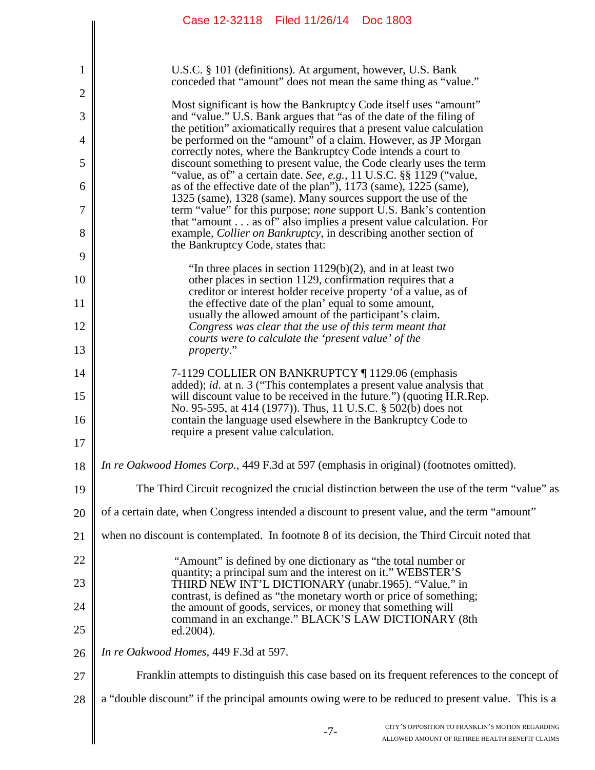U.S.C. § 101 (definitions). At argument, however, U.S. Bank conceded that "amount" does not mean the same thing as "value."

> Most significant is how the Bankruptcy Code itself uses "amount" and "value." U.S. Bank argues that "as of the date of the filing of the petition" axiomatically requires that a present value calculation be performed on the "amount" of a claim. However, as JP Morgan correctly notes, where the Bankruptcy Code intends a court to discount something to present value, the Code clearly uses the term "value, as of" a certain date. *See, e.g.*, 11 U.S.C. §§ 1129 ("value, as of the effective date of the plan"), 1173 (same), 1225 (same), 1325 (same), 1328 (same). Many sources support the use of the term "value" for this purpose; *none* support U.S. Bank's contention that "amount . . . as of" also implies a present value calculation. For example, *Collier on Bankruptcy*, in describing another section of the Bankruptcy Code, states that:
>
> > "In three places in section 1129(b)(2), and in at least two other places in section 1129, confirmation requires that a creditor or interest holder receive property 'of a value, as of the effective date of the plan' equal to some amount, usually the allowed amount of the participant's claim. *Congress was clear that the use of this term meant that courts were to calculate the 'present value' of the property*."
>
> 7-1129 COLLIER ON BANKRUPTCY ¶ 1129.06 (emphasis added); *id*. at n. 3 ("This contemplates a present value analysis that will discount value to be received in the future.") (quoting H.R.Rep. No. 95-595, at 414 (1977)). Thus, 11 U.S.C. § 502(b) does not contain the language used elsewhere in the Bankruptcy Code to require a present value calculation.

*In re Oakwood Homes Corp.*, 449 F.3d at 597 (emphasis in original) (footnotes omitted).

The Third Circuit recognized the crucial distinction between the use of the term "value" as of a certain date, when Congress intended a discount to present value, and the term "amount" when no discount is contemplated. In footnote 8 of its decision, the Third Circuit noted that

> "Amount" is defined by one dictionary as "the total number or quantity; a principal sum and the interest on it." WEBSTER'S THIRD NEW INT'L DICTIONARY (unabr.1965). "Value," in contrast, is defined as "the monetary worth or price of something; the amount of goods, services, or money that something will command in an exchange." BLACK'S LAW DICTIONARY (8th ed.2004).

*In re Oakwood Homes*, 449 F.3d at 597.

Franklin attempts to distinguish this case based on its frequent references to the concept of a "double discount" if the principal amounts owing were to be reduced to present value. This is a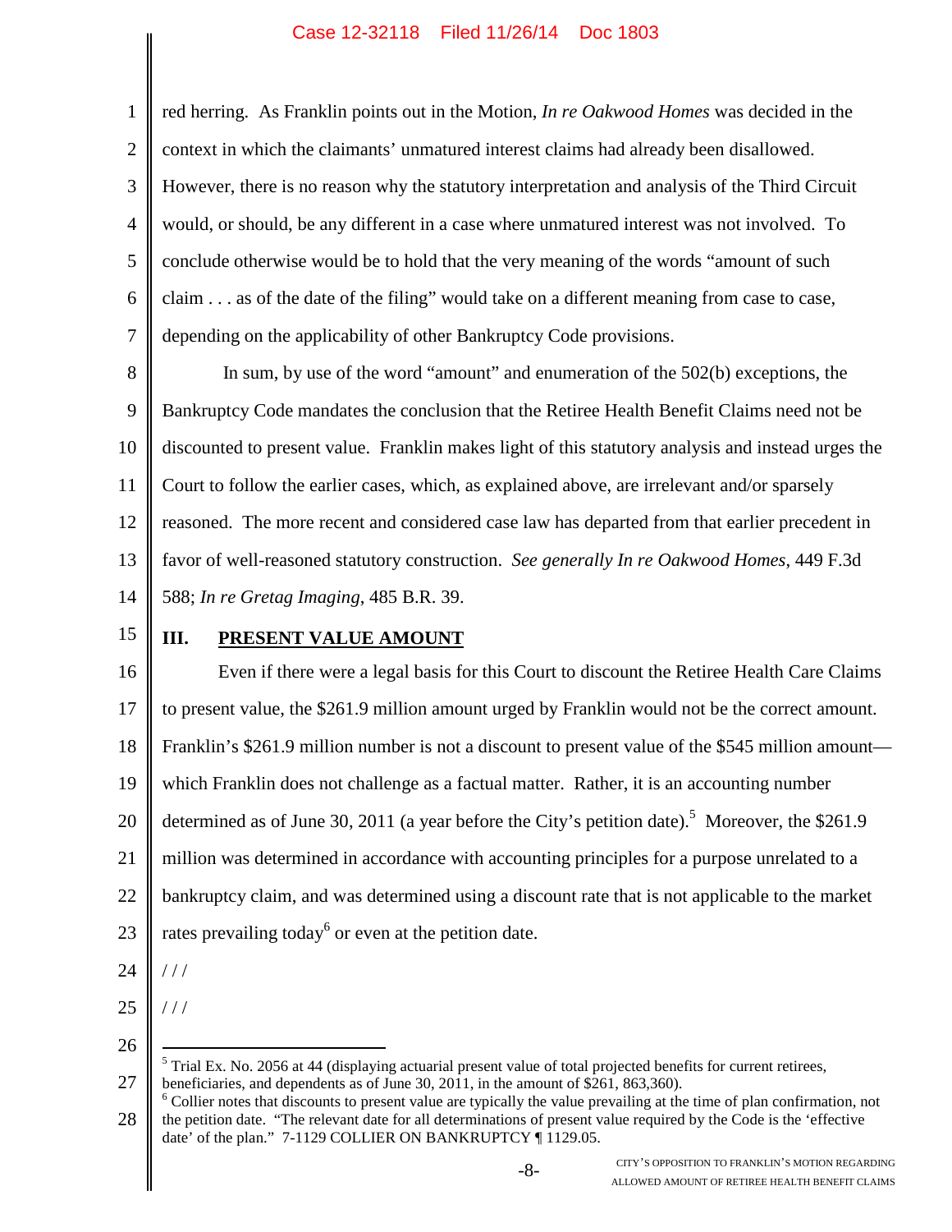red herring. As Franklin points out in the Motion, *In re Oakwood Homes* was decided in the context in which the claimants' unmatured interest claims had already been disallowed. However, there is no reason why the statutory interpretation and analysis of the Third Circuit would, or should, be any different in a case where unmatured interest was not involved. To conclude otherwise would be to hold that the very meaning of the words "amount of such claim . . . as of the date of the filing" would take on a different meaning from case to case, depending on the applicability of other Bankruptcy Code provisions.

In sum, by use of the word "amount" and enumeration of the 502(b) exceptions, the Bankruptcy Code mandates the conclusion that the Retiree Health Benefit Claims need not be discounted to present value. Franklin makes light of this statutory analysis and instead urges the Court to follow the earlier cases, which, as explained above, are irrelevant and/or sparsely reasoned. The more recent and considered case law has departed from that earlier precedent in favor of well-reasoned statutory construction. *See generally In re Oakwood Homes*, 449 F.3d 588; *In re Gretag Imaging*, 485 B.R. 39.

## III. PRESENT VALUE AMOUNT

Even if there were a legal basis for this Court to discount the Retiree Health Care Claims to present value, the \$261.9 million amount urged by Franklin would not be the correct amount. Franklin's \$261.9 million number is not a discount to present value of the \$545 million amount—which Franklin does not challenge as a factual matter. Rather, it is an accounting number determined as of June 30, 2011 (a year before the City's petition date).[5] Moreover, the \$261.9 million was determined in accordance with accounting principles for a purpose unrelated to a bankruptcy claim, and was determined using a discount rate that is not applicable to the market rates prevailing today[6] or even at the petition date.

/ / /

/ / /

---

[5] Trial Ex. No. 2056 at 44 (displaying actuarial present value of total projected benefits for current retirees, beneficiaries, and dependents as of June 30, 2011, in the amount of \$261, 863,360).

[6] Collier notes that discounts to present value are typically the value prevailing at the time of plan confirmation, not the petition date. "The relevant date for all determinations of present value required by the Code is the 'effective date' of the plan." 7-1129 COLLIER ON BANKRUPTCY ¶ 1129.05.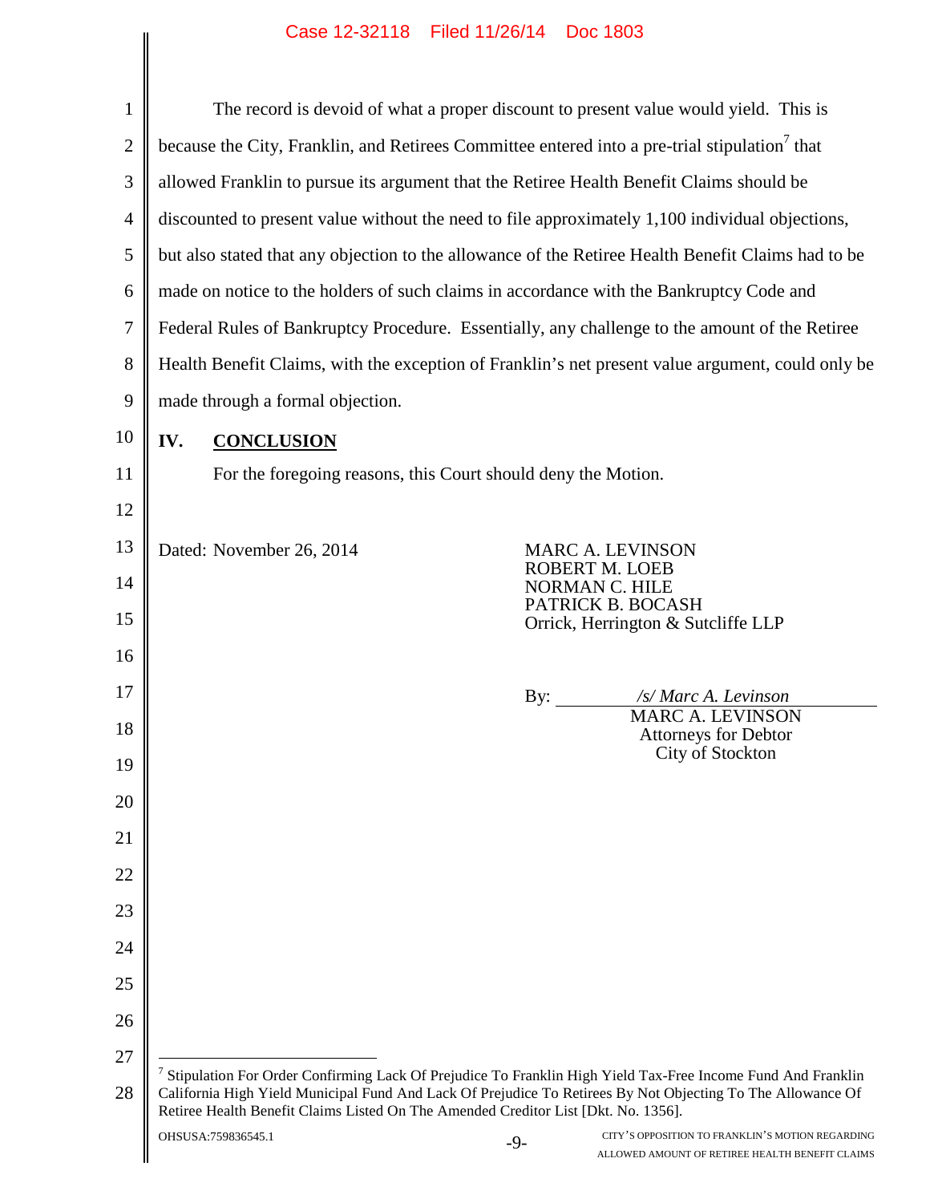The record is devoid of what a proper discount to present value would yield. This is because the City, Franklin, and Retirees Committee entered into a pre-trial stipulation[7] that allowed Franklin to pursue its argument that the Retiree Health Benefit Claims should be discounted to present value without the need to file approximately 1,100 individual objections, but also stated that any objection to the allowance of the Retiree Health Benefit Claims had to be made on notice to the holders of such claims in accordance with the Bankruptcy Code and Federal Rules of Bankruptcy Procedure. Essentially, any challenge to the amount of the Retiree Health Benefit Claims, with the exception of Franklin's net present value argument, could only be made through a formal objection.

## IV. CONCLUSION

For the foregoing reasons, this Court should deny the Motion.

Dated: November 26, 2014

MARC A. LEVINSON
ROBERT M. LOEB
NORMAN C. HILE
PATRICK B. BOCASH
Orrick, Herrington & Sutcliffe LLP

By: */s/ Marc A. Levinson*
MARC A. LEVINSON
Attorneys for Debtor
City of Stockton

---

[7] Stipulation For Order Confirming Lack Of Prejudice To Franklin High Yield Tax-Free Income Fund And Franklin California High Yield Municipal Fund And Lack Of Prejudice To Retirees By Not Objecting To The Allowance Of Retiree Health Benefit Claims Listed On The Amended Creditor List [Dkt. No. 1356].